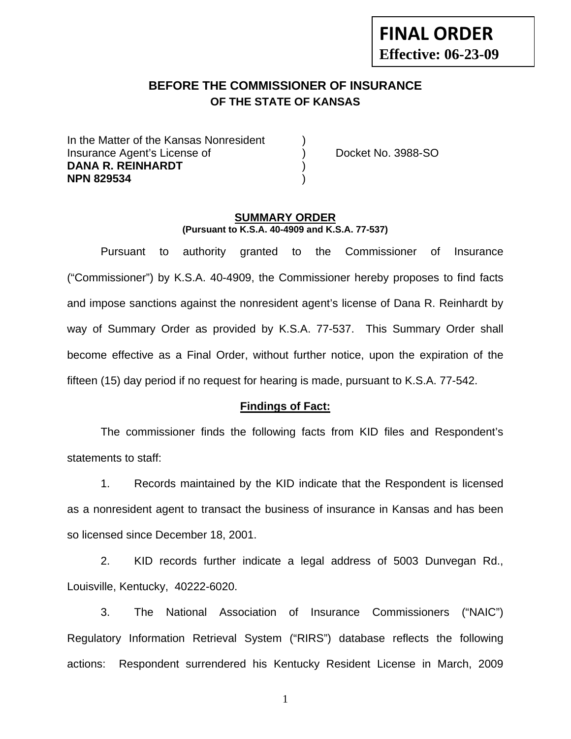**FINAL ORDER**
**Effective: 06-23-09**

# BEFORE THE COMMISSIONER OF INSURANCE
## OF THE STATE OF KANSAS

In the Matter of the Kansas Nonresident )
Insurance Agent's License of ) Docket No. 3988-SO
**DANA R. REINHARDT** )
**NPN 829534** )

**SUMMARY ORDER**
**(Pursuant to K.S.A. 40-4909 and K.S.A. 77-537)**

Pursuant to authority granted to the Commissioner of Insurance ("Commissioner") by K.S.A. 40-4909, the Commissioner hereby proposes to find facts and impose sanctions against the nonresident agent's license of Dana R. Reinhardt by way of Summary Order as provided by K.S.A. 77-537. This Summary Order shall become effective as a Final Order, without further notice, upon the expiration of the fifteen (15) day period if no request for hearing is made, pursuant to K.S.A. 77-542.

**Findings of Fact:**

The commissioner finds the following facts from KID files and Respondent's statements to staff:

1. Records maintained by the KID indicate that the Respondent is licensed as a nonresident agent to transact the business of insurance in Kansas and has been so licensed since December 18, 2001.

2. KID records further indicate a legal address of 5003 Dunvegan Rd., Louisville, Kentucky, 40222-6020.

3. The National Association of Insurance Commissioners ("NAIC") Regulatory Information Retrieval System ("RIRS") database reflects the following actions: Respondent surrendered his Kentucky Resident License in March, 2009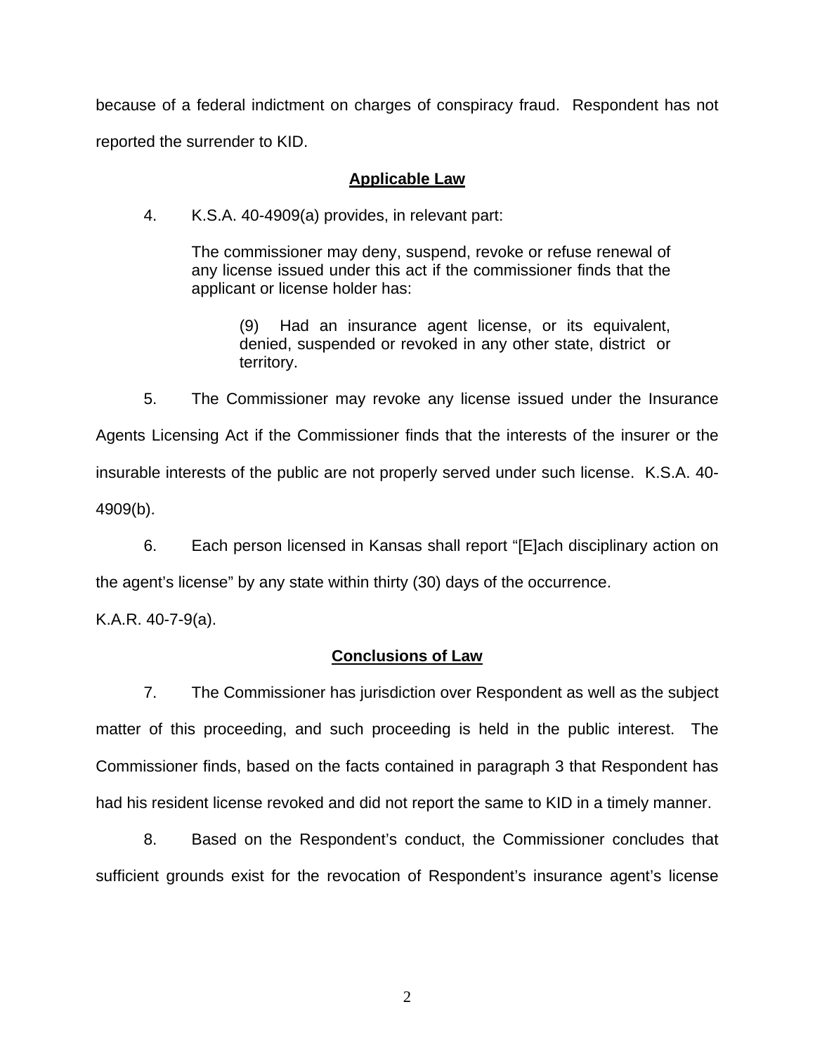because of a federal indictment on charges of conspiracy fraud. Respondent has not reported the surrender to KID.

## Applicable Law

4. K.S.A. 40-4909(a) provides, in relevant part:

> The commissioner may deny, suspend, revoke or refuse renewal of any license issued under this act if the commissioner finds that the applicant or license holder has:
>
> > (9) Had an insurance agent license, or its equivalent, denied, suspended or revoked in any other state, district or territory.

5. The Commissioner may revoke any license issued under the Insurance Agents Licensing Act if the Commissioner finds that the interests of the insurer or the insurable interests of the public are not properly served under such license. K.S.A. 40-4909(b).

6. Each person licensed in Kansas shall report "[E]ach disciplinary action on the agent's license" by any state within thirty (30) days of the occurrence.

K.A.R. 40-7-9(a).

## Conclusions of Law

7. The Commissioner has jurisdiction over Respondent as well as the subject matter of this proceeding, and such proceeding is held in the public interest. The Commissioner finds, based on the facts contained in paragraph 3 that Respondent has had his resident license revoked and did not report the same to KID in a timely manner.

8. Based on the Respondent's conduct, the Commissioner concludes that sufficient grounds exist for the revocation of Respondent's insurance agent's license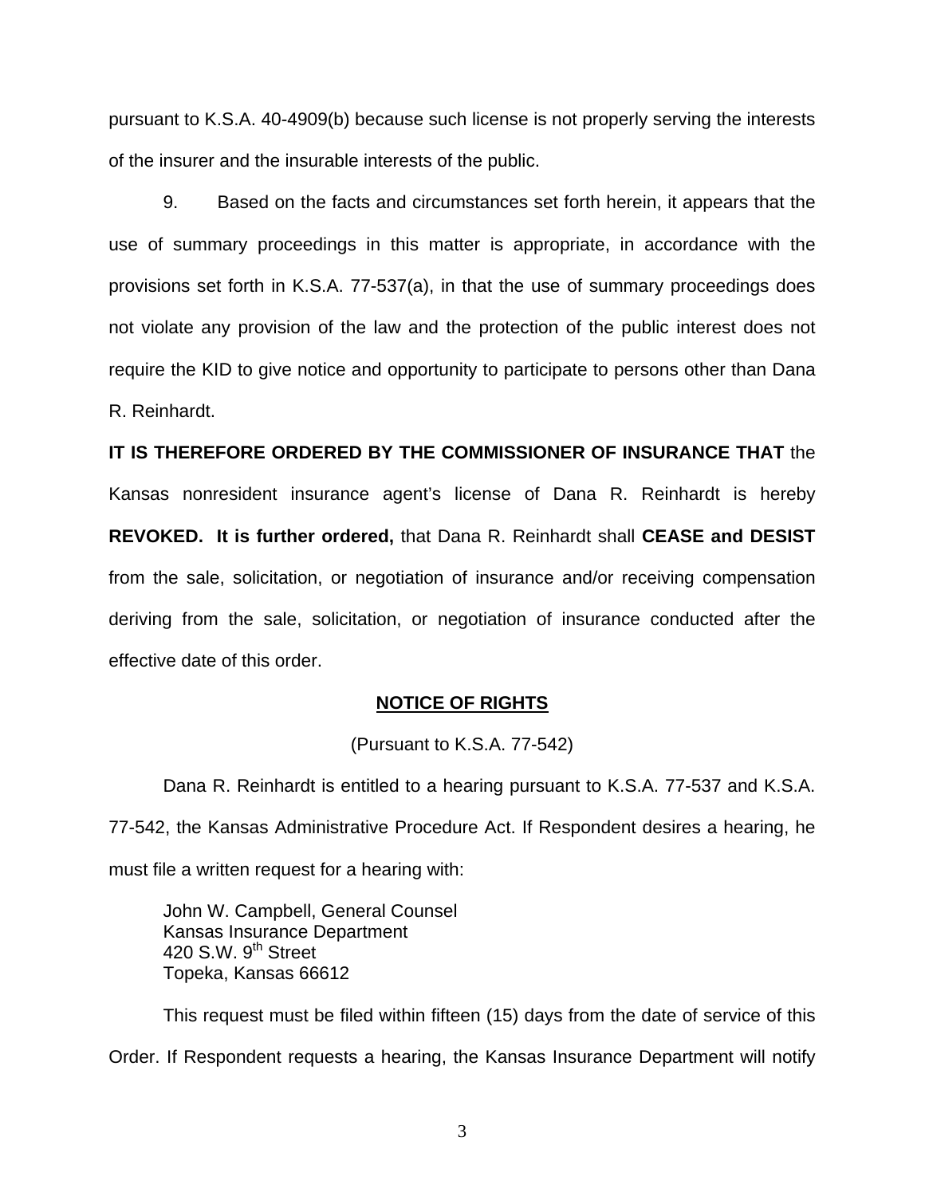pursuant to K.S.A. 40-4909(b) because such license is not properly serving the interests of the insurer and the insurable interests of the public.

9. Based on the facts and circumstances set forth herein, it appears that the use of summary proceedings in this matter is appropriate, in accordance with the provisions set forth in K.S.A. 77-537(a), in that the use of summary proceedings does not violate any provision of the law and the protection of the public interest does not require the KID to give notice and opportunity to participate to persons other than Dana R. Reinhardt.

**IT IS THEREFORE ORDERED BY THE COMMISSIONER OF INSURANCE THAT** the Kansas nonresident insurance agent's license of Dana R. Reinhardt is hereby **REVOKED. It is further ordered,** that Dana R. Reinhardt shall **CEASE and DESIST** from the sale, solicitation, or negotiation of insurance and/or receiving compensation deriving from the sale, solicitation, or negotiation of insurance conducted after the effective date of this order.

**NOTICE OF RIGHTS**

(Pursuant to K.S.A. 77-542)

Dana R. Reinhardt is entitled to a hearing pursuant to K.S.A. 77-537 and K.S.A. 77-542, the Kansas Administrative Procedure Act. If Respondent desires a hearing, he must file a written request for a hearing with:

John W. Campbell, General Counsel
Kansas Insurance Department
420 S.W. 9th Street
Topeka, Kansas 66612

This request must be filed within fifteen (15) days from the date of service of this Order. If Respondent requests a hearing, the Kansas Insurance Department will notify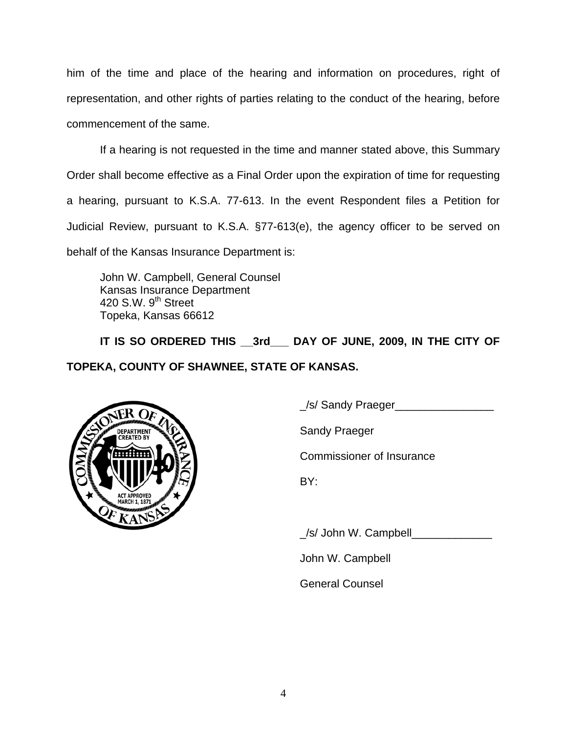him of the time and place of the hearing and information on procedures, right of representation, and other rights of parties relating to the conduct of the hearing, before commencement of the same.

If a hearing is not requested in the time and manner stated above, this Summary Order shall become effective as a Final Order upon the expiration of time for requesting a hearing, pursuant to K.S.A. 77-613. In the event Respondent files a Petition for Judicial Review, pursuant to K.S.A. §77-613(e), the agency officer to be served on behalf of the Kansas Insurance Department is:

John W. Campbell, General Counsel
Kansas Insurance Department
420 S.W. 9th Street
Topeka, Kansas 66612

**IT IS SO ORDERED THIS __3rd___ DAY OF JUNE, 2009, IN THE CITY OF TOPEKA, COUNTY OF SHAWNEE, STATE OF KANSAS.**

_/s/ Sandy Praeger________________

Sandy Praeger

Commissioner of Insurance

BY:

_/s/ John W. Campbell_____________

John W. Campbell

General Counsel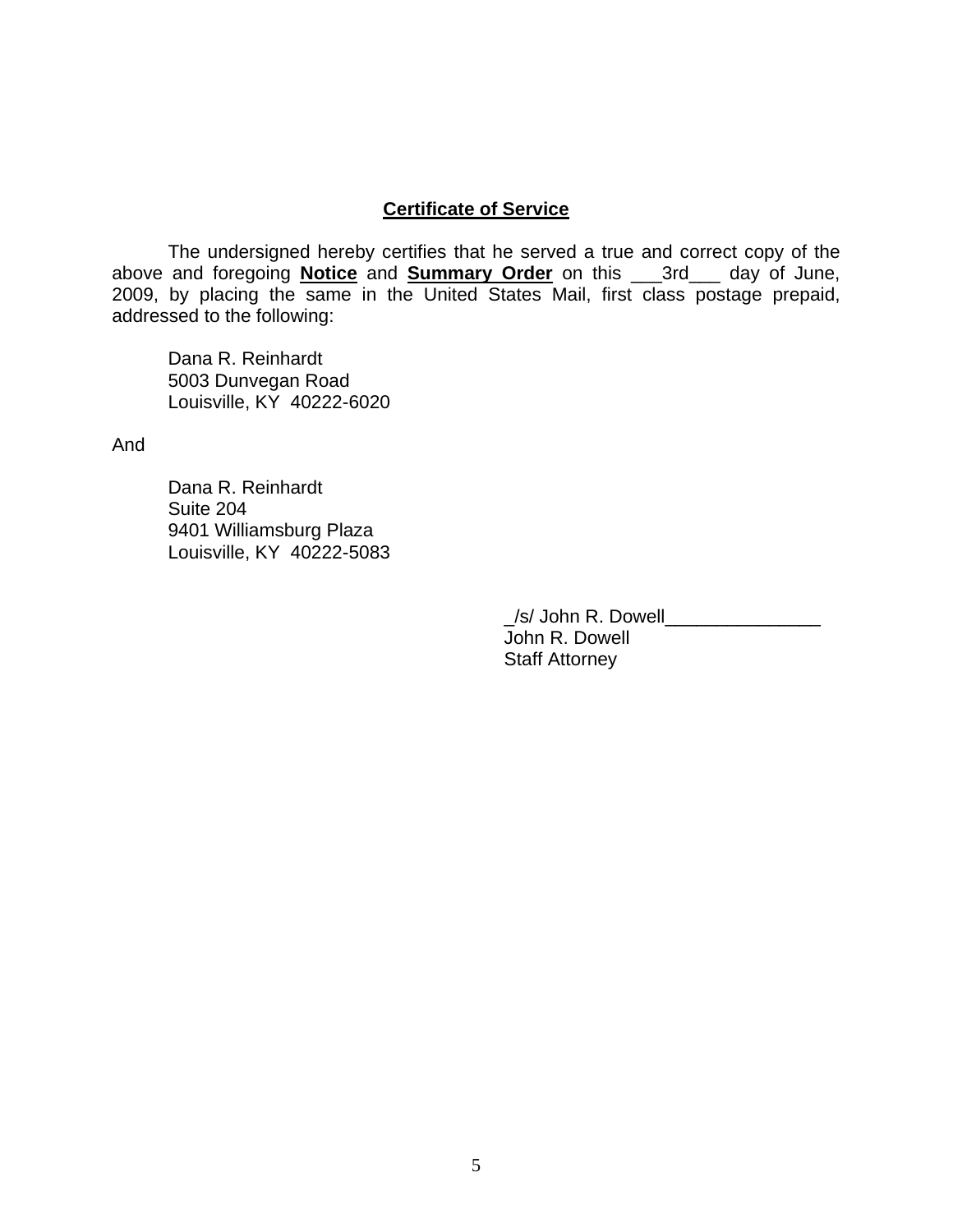**Certificate of Service**

The undersigned hereby certifies that he served a true and correct copy of the above and foregoing **Notice** and **Summary Order** on this ___3rd___ day of June, 2009, by placing the same in the United States Mail, first class postage prepaid, addressed to the following:

Dana R. Reinhardt
5003 Dunvegan Road
Louisville, KY 40222-6020

And

Dana R. Reinhardt
Suite 204
9401 Williamsburg Plaza
Louisville, KY 40222-5083

_/s/ John R. Dowell_______________
John R. Dowell
Staff Attorney